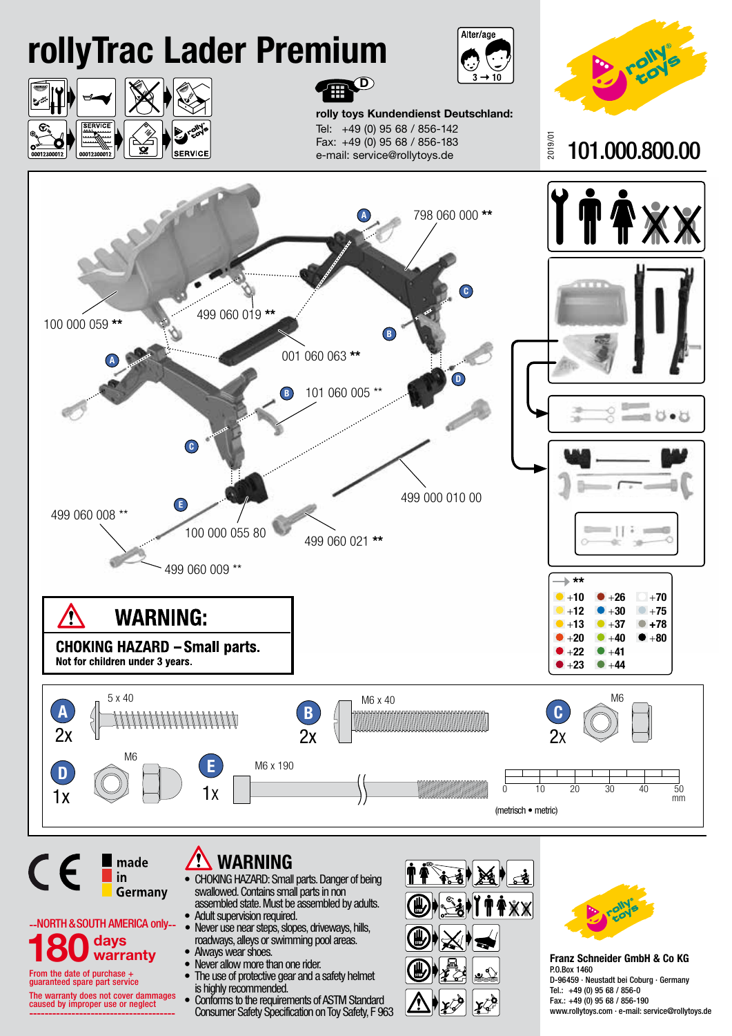# rollyTrac Lader Premium

Alter/age 3 → 10

**rolly toys Kundendienst Deutschland:**
Tel: +49 (0) 95 68 / 856-142
Fax: +49 (0) 95 68 / 856-183
e-mail: service@rollytoys.de

2019/01

**101.000.800.00**

00012300012

SERVICE

798 060 000 **

100 000 059 **

499 060 019 **

001 060 063 **

101 060 005 **

499 000 010 00

499 060 008 **

100 000 055 80

499 060 021 **

499 060 009 **

| ** | | |
|---|---|---|
| +10 | +26 | +70 |
| +12 | +30 | +75 |
| +13 | +37 | +78 |
| +20 | +40 | +80 |
| +22 | +41 | |
| +23 | +44 | |

## WARNING:

**CHOKING HAZARD – Small parts.**
**Not for children under 3 years.**

- **A** 2x – 5 x 40
- **B** 2x – M6 x 40
- **C** 2x – M6
- **D** 1x – M6
- **E** 1x – M6 x 190

0 10 20 30 40 50 mm

(metrisch • metric)

made in Germany

--NORTH & SOUTH AMERICA only--

**180 days warranty**

From the date of purchase + guaranteed spare part service

The warranty does not cover dammages caused by improper use or neglect

## WARNING

- CHOKING HAZARD: Small parts. Danger of being swallowed. Contains small parts in non assembled state. Must be assembled by adults.
- Adult supervision required.
- Never use near steps, slopes, driveways, hills, roadways, alleys or swimming pool areas.
- Always wear shoes.
- Never allow more than one rider.
- The use of protective gear and a safety helmet is highly recommended.
- Conforms to the requirements of ASTM Standard Consumer Safety Specification on Toy Safety, F 963

**Franz Schneider GmbH & Co KG**
P.O.Box 1460
D-96459 · Neustadt bei Coburg · Germany
Tel.: +49 (0) 95 68 / 856-0
Fax.: +49 (0) 95 68 / 856-190
www.rollytoys.com · e-mail: service@rollytoys.de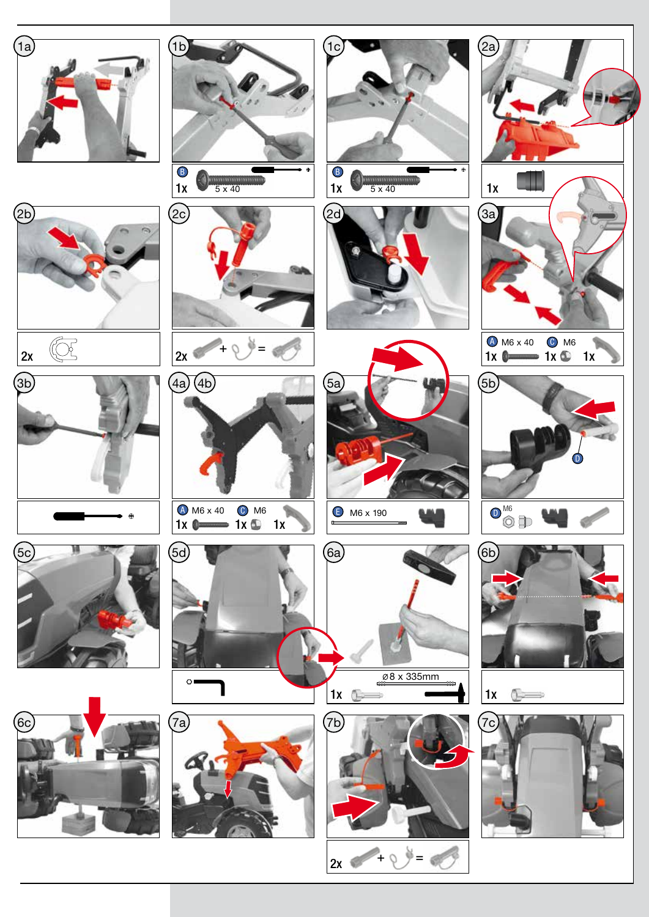1a

1b

B 1x 5 x 40

1c

B 1x 5 x 40

2a

1x

2b

2x

2c

2x + =

2d

3a

A M6 x 40 C M6
1x 1x 1x

3b

4a 4b

A M6 x 40 C M6
1x 1x 1x

5a

E M6 x 190

5b

D M6

5c

5d

6a

1x ⌀8 x 335mm

6b

1x

6c

7a

7b

2x + =

7c